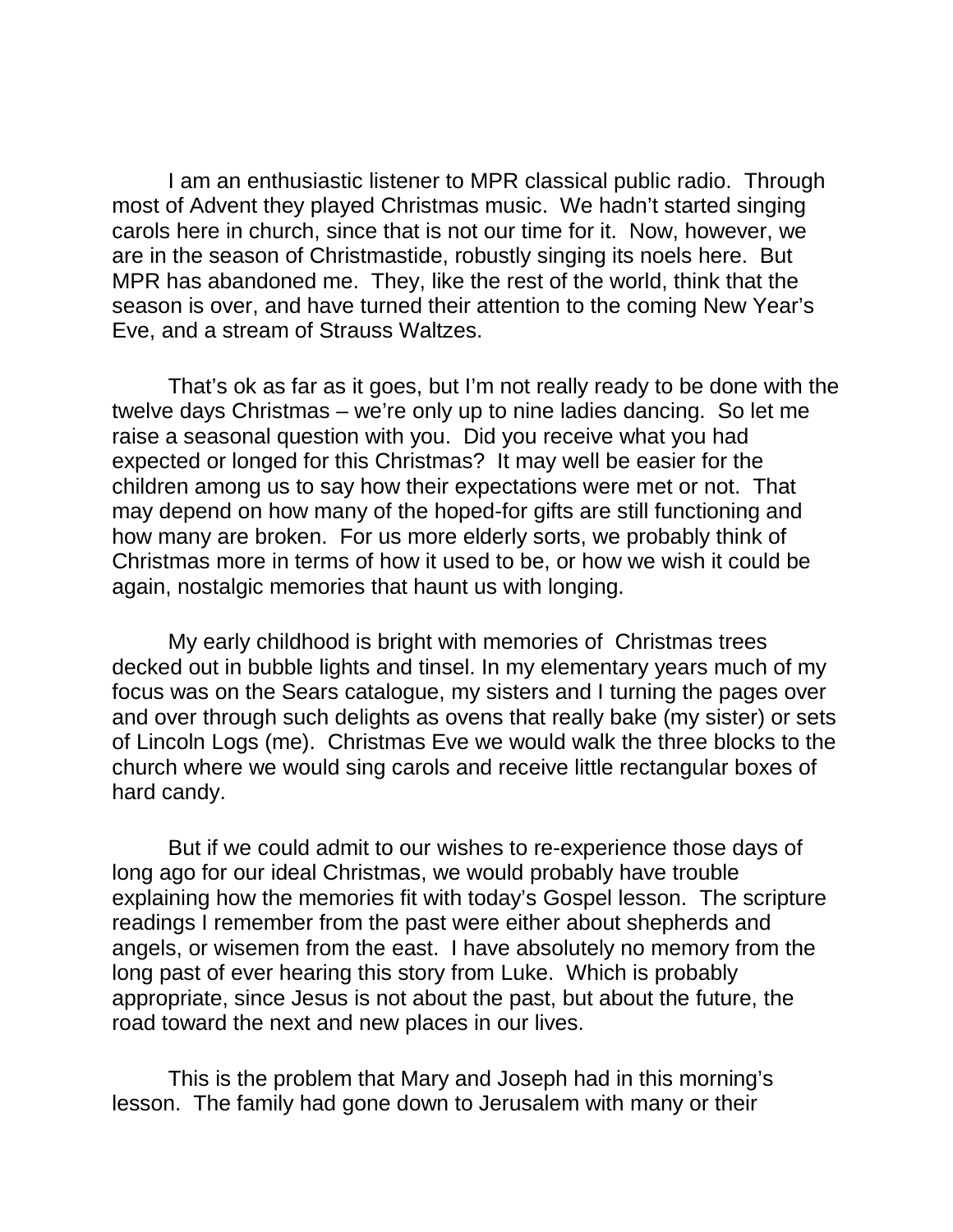I am an enthusiastic listener to MPR classical public radio. Through most of Advent they played Christmas music. We hadn't started singing carols here in church, since that is not our time for it. Now, however, we are in the season of Christmastide, robustly singing its noels here. But MPR has abandoned me. They, like the rest of the world, think that the season is over, and have turned their attention to the coming New Year's Eve, and a stream of Strauss Waltzes.

That's ok as far as it goes, but I'm not really ready to be done with the twelve days Christmas – we're only up to nine ladies dancing. So let me raise a seasonal question with you. Did you receive what you had expected or longed for this Christmas? It may well be easier for the children among us to say how their expectations were met or not. That may depend on how many of the hoped-for gifts are still functioning and how many are broken. For us more elderly sorts, we probably think of Christmas more in terms of how it used to be, or how we wish it could be again, nostalgic memories that haunt us with longing.

My early childhood is bright with memories of Christmas trees decked out in bubble lights and tinsel. In my elementary years much of my focus was on the Sears catalogue, my sisters and I turning the pages over and over through such delights as ovens that really bake (my sister) or sets of Lincoln Logs (me). Christmas Eve we would walk the three blocks to the church where we would sing carols and receive little rectangular boxes of hard candy.

But if we could admit to our wishes to re-experience those days of long ago for our ideal Christmas, we would probably have trouble explaining how the memories fit with today's Gospel lesson. The scripture readings I remember from the past were either about shepherds and angels, or wisemen from the east. I have absolutely no memory from the long past of ever hearing this story from Luke. Which is probably appropriate, since Jesus is not about the past, but about the future, the road toward the next and new places in our lives.

This is the problem that Mary and Joseph had in this morning's lesson. The family had gone down to Jerusalem with many or their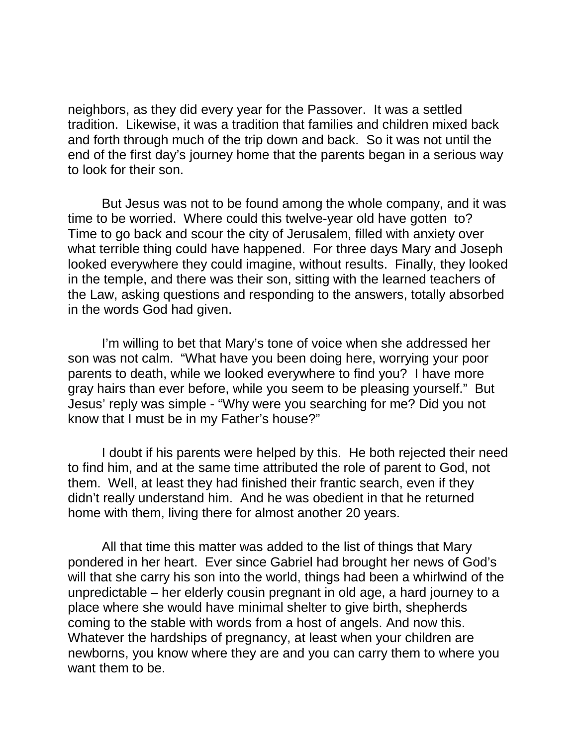neighbors, as they did every year for the Passover. It was a settled tradition. Likewise, it was a tradition that families and children mixed back and forth through much of the trip down and back. So it was not until the end of the first day's journey home that the parents began in a serious way to look for their son.

But Jesus was not to be found among the whole company, and it was time to be worried. Where could this twelve-year old have gotten to? Time to go back and scour the city of Jerusalem, filled with anxiety over what terrible thing could have happened. For three days Mary and Joseph looked everywhere they could imagine, without results. Finally, they looked in the temple, and there was their son, sitting with the learned teachers of the Law, asking questions and responding to the answers, totally absorbed in the words God had given.

I'm willing to bet that Mary's tone of voice when she addressed her son was not calm. "What have you been doing here, worrying your poor parents to death, while we looked everywhere to find you? I have more gray hairs than ever before, while you seem to be pleasing yourself." But Jesus' reply was simple - "Why were you searching for me? Did you not know that I must be in my Father's house?"

I doubt if his parents were helped by this. He both rejected their need to find him, and at the same time attributed the role of parent to God, not them. Well, at least they had finished their frantic search, even if they didn't really understand him. And he was obedient in that he returned home with them, living there for almost another 20 years.

All that time this matter was added to the list of things that Mary pondered in her heart. Ever since Gabriel had brought her news of God's will that she carry his son into the world, things had been a whirlwind of the unpredictable – her elderly cousin pregnant in old age, a hard journey to a place where she would have minimal shelter to give birth, shepherds coming to the stable with words from a host of angels. And now this. Whatever the hardships of pregnancy, at least when your children are newborns, you know where they are and you can carry them to where you want them to be.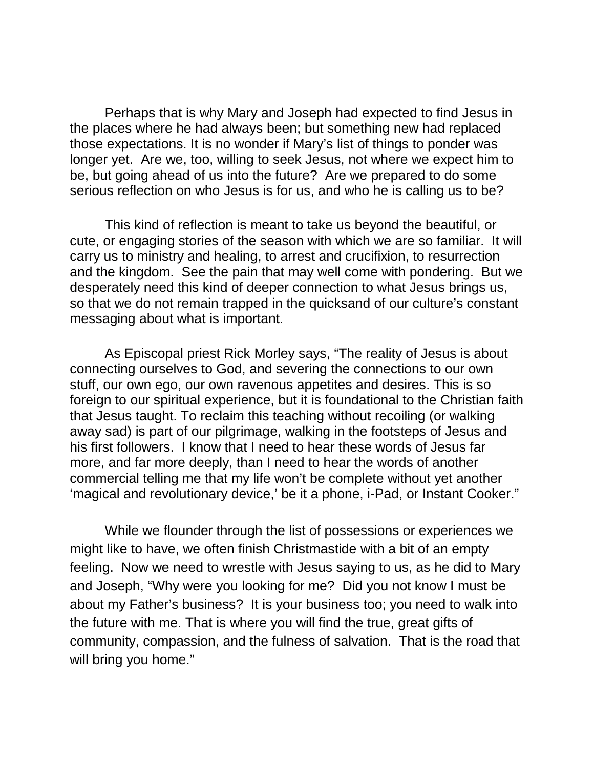Perhaps that is why Mary and Joseph had expected to find Jesus in the places where he had always been; but something new had replaced those expectations. It is no wonder if Mary's list of things to ponder was longer yet. Are we, too, willing to seek Jesus, not where we expect him to be, but going ahead of us into the future? Are we prepared to do some serious reflection on who Jesus is for us, and who he is calling us to be?

This kind of reflection is meant to take us beyond the beautiful, or cute, or engaging stories of the season with which we are so familiar. It will carry us to ministry and healing, to arrest and crucifixion, to resurrection and the kingdom. See the pain that may well come with pondering. But we desperately need this kind of deeper connection to what Jesus brings us, so that we do not remain trapped in the quicksand of our culture's constant messaging about what is important.

As Episcopal priest Rick Morley says, "The reality of Jesus is about connecting ourselves to God, and severing the connections to our own stuff, our own ego, our own ravenous appetites and desires. This is so foreign to our spiritual experience, but it is foundational to the Christian faith that Jesus taught. To reclaim this teaching without recoiling (or walking away sad) is part of our pilgrimage, walking in the footsteps of Jesus and his first followers. I know that I need to hear these words of Jesus far more, and far more deeply, than I need to hear the words of another commercial telling me that my life won't be complete without yet another 'magical and revolutionary device,' be it a phone, i-Pad, or Instant Cooker."

While we flounder through the list of possessions or experiences we might like to have, we often finish Christmastide with a bit of an empty feeling. Now we need to wrestle with Jesus saying to us, as he did to Mary and Joseph, "Why were you looking for me? Did you not know I must be about my Father's business? It is your business too; you need to walk into the future with me. That is where you will find the true, great gifts of community, compassion, and the fulness of salvation. That is the road that will bring you home."